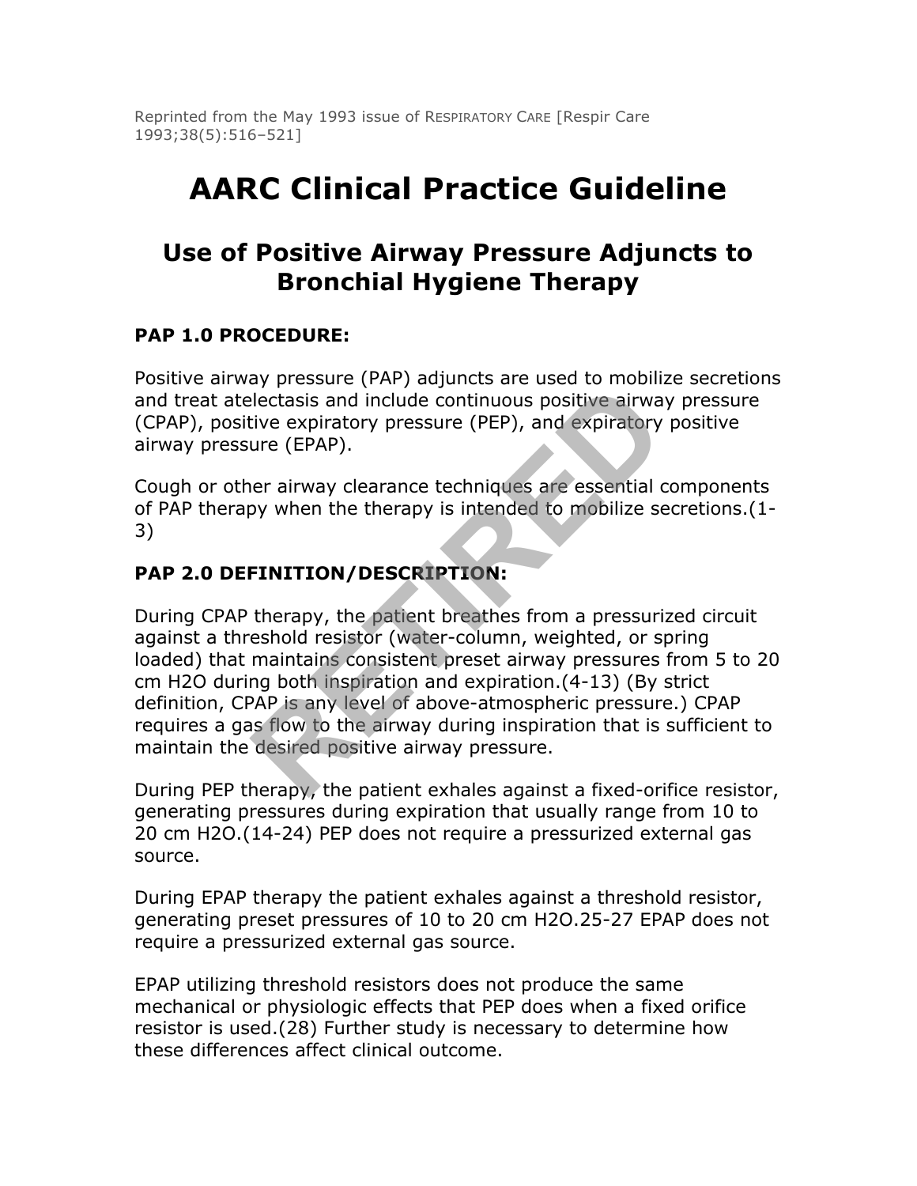Reprinted from the May 1993 issue of RESPIRATORY CARE [Respir Care 1993;38(5):516–521]

# AARC Clinical Practice Guideline

## Use of Positive Airway Pressure Adjuncts to Bronchial Hygiene Therapy

### PAP 1.0 PROCEDURE:

Positive airway pressure (PAP) adjuncts are used to mobilize secretions and treat atelectasis and include continuous positive airway pressure (CPAP), positive expiratory pressure (PEP), and expiratory positive airway pressure (EPAP).

Cough or other airway clearance techniques are essential components of PAP therapy when the therapy is intended to mobilize secretions.(1-3)

### PAP 2.0 DEFINITION/DESCRIPTION:

During CPAP therapy, the patient breathes from a pressurized circuit against a threshold resistor (water-column, weighted, or spring loaded) that maintains consistent preset airway pressures from 5 to 20 cm $H_2O$ during both inspiration and expiration.(4-13) (By strict definition, CPAP is any level of above-atmospheric pressure.) CPAP requires a gas flow to the airway during inspiration that is sufficient to maintain the desired positive airway pressure.

During PEP therapy, the patient exhales against a fixed-orifice resistor, generating pressures during expiration that usually range from 10 to 20 cm $H_2O$.(14-24) PEP does not require a pressurized external gas source.

During EPAP therapy the patient exhales against a threshold resistor, generating preset pressures of 10 to 20 cm $H_2O$.25-27 EPAP does not require a pressurized external gas source.

EPAP utilizing threshold resistors does not produce the same mechanical or physiologic effects that PEP does when a fixed orifice resistor is used.(28) Further study is necessary to determine how these differences affect clinical outcome.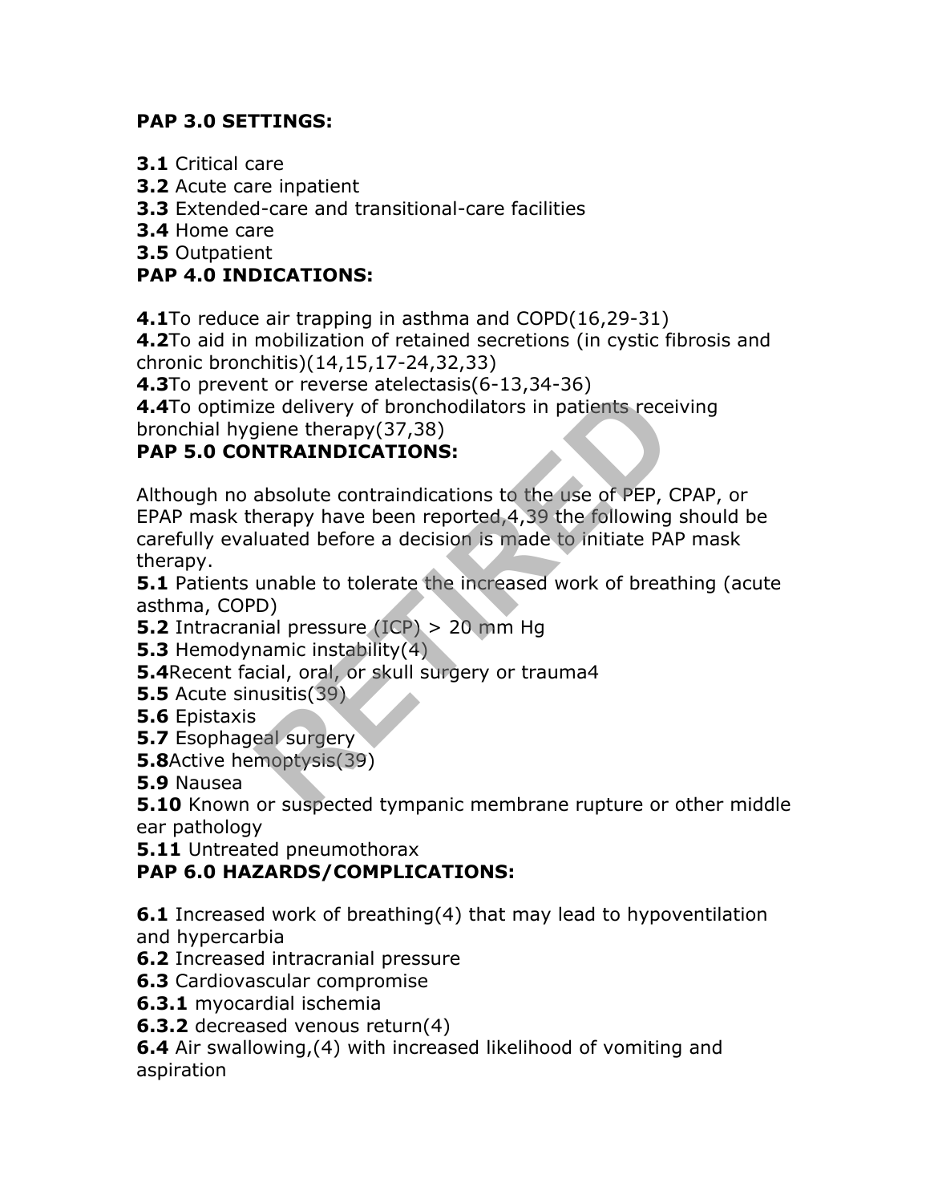**PAP 3.0 SETTINGS:**

**3.1** Critical care
**3.2** Acute care inpatient
**3.3** Extended-care and transitional-care facilities
**3.4** Home care
**3.5** Outpatient

**PAP 4.0 INDICATIONS:**

**4.1**To reduce air trapping in asthma and COPD(16,29-31)
**4.2**To aid in mobilization of retained secretions (in cystic fibrosis and chronic bronchitis)(14,15,17-24,32,33)
**4.3**To prevent or reverse atelectasis(6-13,34-36)
**4.4**To optimize delivery of bronchodilators in patients receiving bronchial hygiene therapy(37,38)

**PAP 5.0 CONTRAINDICATIONS:**

Although no absolute contraindications to the use of PEP, CPAP, or EPAP mask therapy have been reported,4,39 the following should be carefully evaluated before a decision is made to initiate PAP mask therapy.

**5.1** Patients unable to tolerate the increased work of breathing (acute asthma, COPD)
**5.2** Intracranial pressure (ICP) > 20 mm Hg
**5.3** Hemodynamic instability(4)
**5.4**Recent facial, oral, or skull surgery or trauma4
**5.5** Acute sinusitis(39)
**5.6** Epistaxis
**5.7** Esophageal surgery
**5.8**Active hemoptysis(39)
**5.9** Nausea
**5.10** Known or suspected tympanic membrane rupture or other middle ear pathology
**5.11** Untreated pneumothorax

**PAP 6.0 HAZARDS/COMPLICATIONS:**

**6.1** Increased work of breathing(4) that may lead to hypoventilation and hypercarbia
**6.2** Increased intracranial pressure
**6.3** Cardiovascular compromise
**6.3.1** myocardial ischemia
**6.3.2** decreased venous return(4)
**6.4** Air swallowing,(4) with increased likelihood of vomiting and aspiration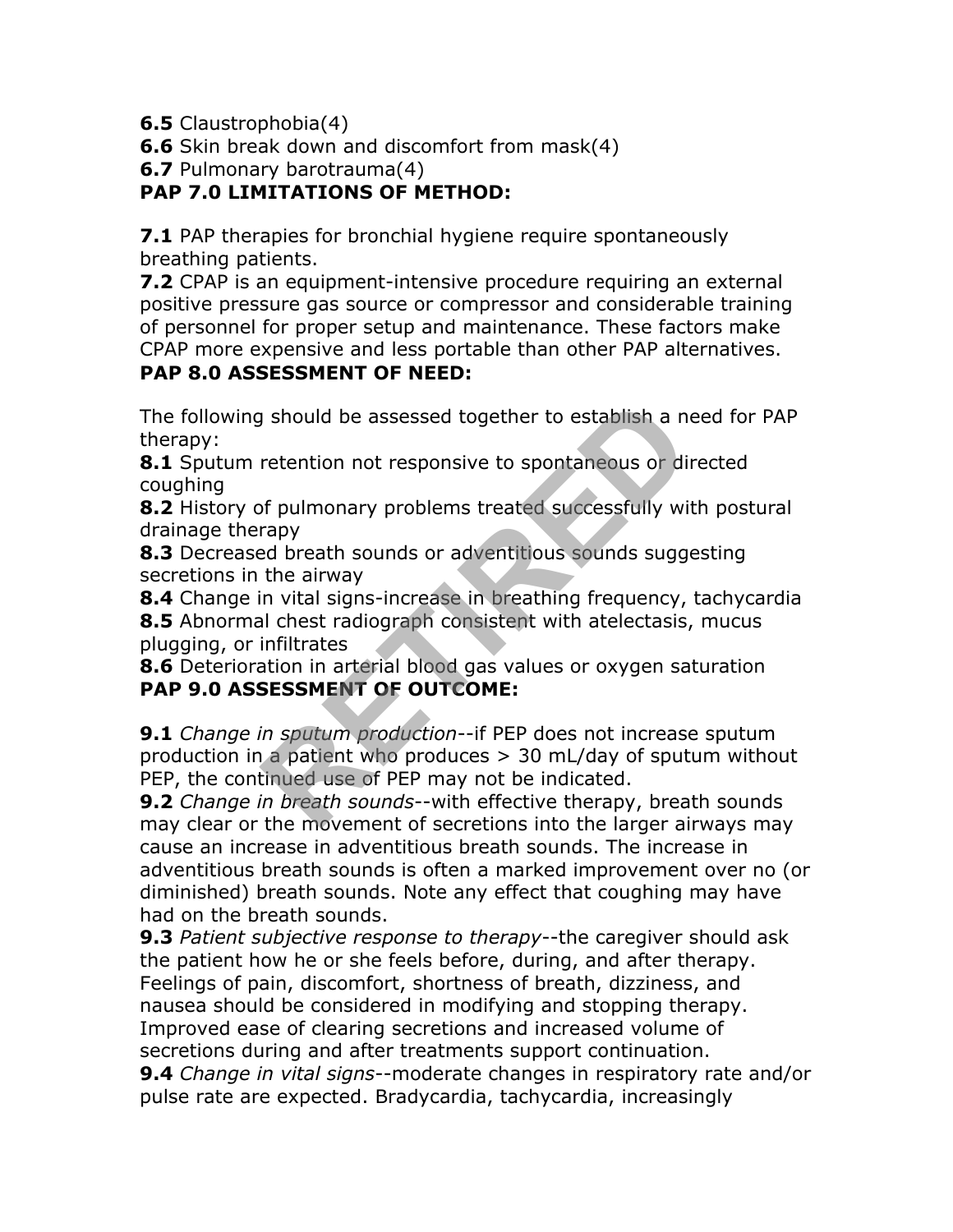**6.5** Claustrophobia(4)
**6.6** Skin break down and discomfort from mask(4)
**6.7** Pulmonary barotrauma(4)

**PAP 7.0 LIMITATIONS OF METHOD:**

**7.1** PAP therapies for bronchial hygiene require spontaneously breathing patients.
**7.2** CPAP is an equipment-intensive procedure requiring an external positive pressure gas source or compressor and considerable training of personnel for proper setup and maintenance. These factors make CPAP more expensive and less portable than other PAP alternatives.

**PAP 8.0 ASSESSMENT OF NEED:**

The following should be assessed together to establish a need for PAP therapy:
**8.1** Sputum retention not responsive to spontaneous or directed coughing
**8.2** History of pulmonary problems treated successfully with postural drainage therapy
**8.3** Decreased breath sounds or adventitious sounds suggesting secretions in the airway
**8.4** Change in vital signs-increase in breathing frequency, tachycardia
**8.5** Abnormal chest radiograph consistent with atelectasis, mucus plugging, or infiltrates
**8.6** Deterioration in arterial blood gas values or oxygen saturation

**PAP 9.0 ASSESSMENT OF OUTCOME:**

**9.1** *Change in sputum production*--if PEP does not increase sputum production in a patient who produces > 30 mL/day of sputum without PEP, the continued use of PEP may not be indicated.
**9.2** *Change in breath sounds*--with effective therapy, breath sounds may clear or the movement of secretions into the larger airways may cause an increase in adventitious breath sounds. The increase in adventitious breath sounds is often a marked improvement over no (or diminished) breath sounds. Note any effect that coughing may have had on the breath sounds.
**9.3** *Patient subjective response to therapy*--the caregiver should ask the patient how he or she feels before, during, and after therapy. Feelings of pain, discomfort, shortness of breath, dizziness, and nausea should be considered in modifying and stopping therapy. Improved ease of clearing secretions and increased volume of secretions during and after treatments support continuation.
**9.4** *Change in vital signs*--moderate changes in respiratory rate and/or pulse rate are expected. Bradycardia, tachycardia, increasingly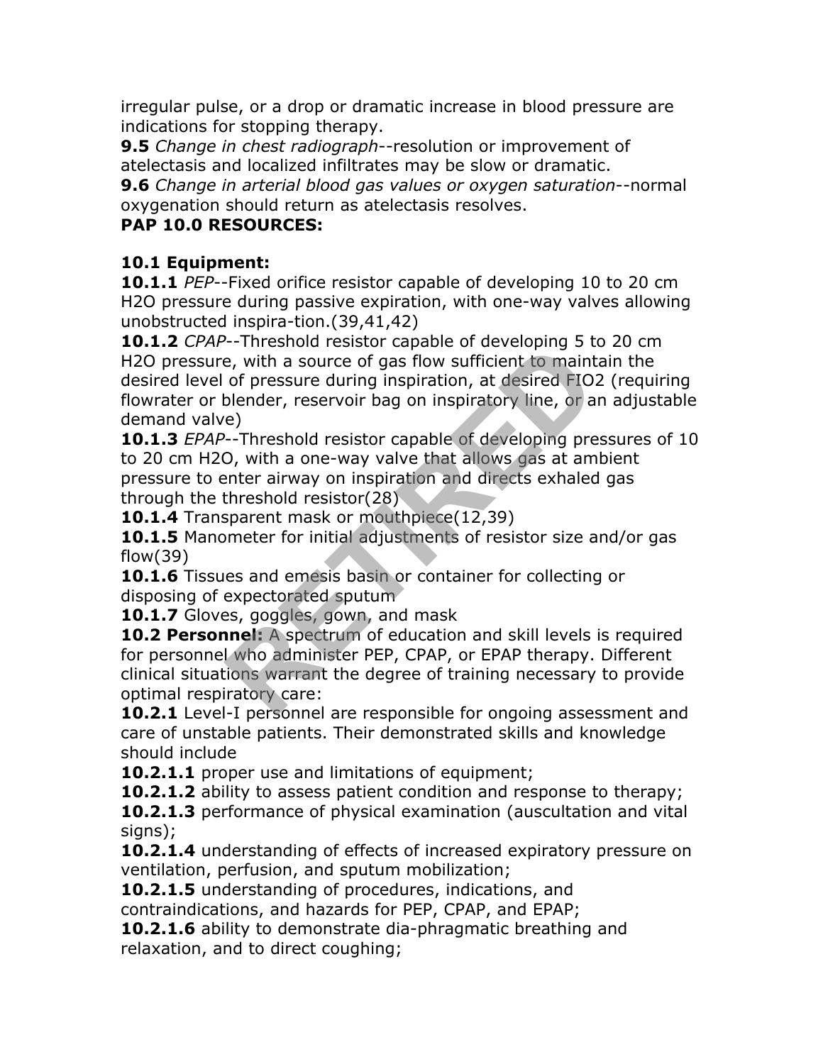irregular pulse, or a drop or dramatic increase in blood pressure are indications for stopping therapy.

**9.5** *Change in chest radiograph*--resolution or improvement of atelectasis and localized infiltrates may be slow or dramatic.

**9.6** *Change in arterial blood gas values or oxygen saturation*--normal oxygenation should return as atelectasis resolves.

**PAP 10.0 RESOURCES:**

**10.1 Equipment:**

**10.1.1** *PEP*--Fixed orifice resistor capable of developing 10 to 20 cm $H_2O$ pressure during passive expiration, with one-way valves allowing unobstructed inspira-tion.(39,41,42)

**10.1.2** *CPAP*--Threshold resistor capable of developing 5 to 20 cm $H_2O$ pressure, with a source of gas flow sufficient to maintain the desired level of pressure during inspiration, at desired $FIO_2$ (requiring flowrater or blender, reservoir bag on inspiratory line, or an adjustable demand valve)

**10.1.3** *EPAP*--Threshold resistor capable of developing pressures of 10 to 20 cm $H_2O$, with a one-way valve that allows gas at ambient pressure to enter airway on inspiration and directs exhaled gas through the threshold resistor(28)

**10.1.4** Transparent mask or mouthpiece(12,39)

**10.1.5** Manometer for initial adjustments of resistor size and/or gas flow(39)

**10.1.6** Tissues and emesis basin or container for collecting or disposing of expectorated sputum

**10.1.7** Gloves, goggles, gown, and mask

**10.2 Personnel:** A spectrum of education and skill levels is required for personnel who administer PEP, CPAP, or EPAP therapy. Different clinical situations warrant the degree of training necessary to provide optimal respiratory care:

**10.2.1** Level-I personnel are responsible for ongoing assessment and care of unstable patients. Their demonstrated skills and knowledge should include

**10.2.1.1** proper use and limitations of equipment;

**10.2.1.2** ability to assess patient condition and response to therapy;

**10.2.1.3** performance of physical examination (auscultation and vital signs);

**10.2.1.4** understanding of effects of increased expiratory pressure on ventilation, perfusion, and sputum mobilization;

**10.2.1.5** understanding of procedures, indications, and contraindications, and hazards for PEP, CPAP, and EPAP;

**10.2.1.6** ability to demonstrate dia-phragmatic breathing and relaxation, and to direct coughing;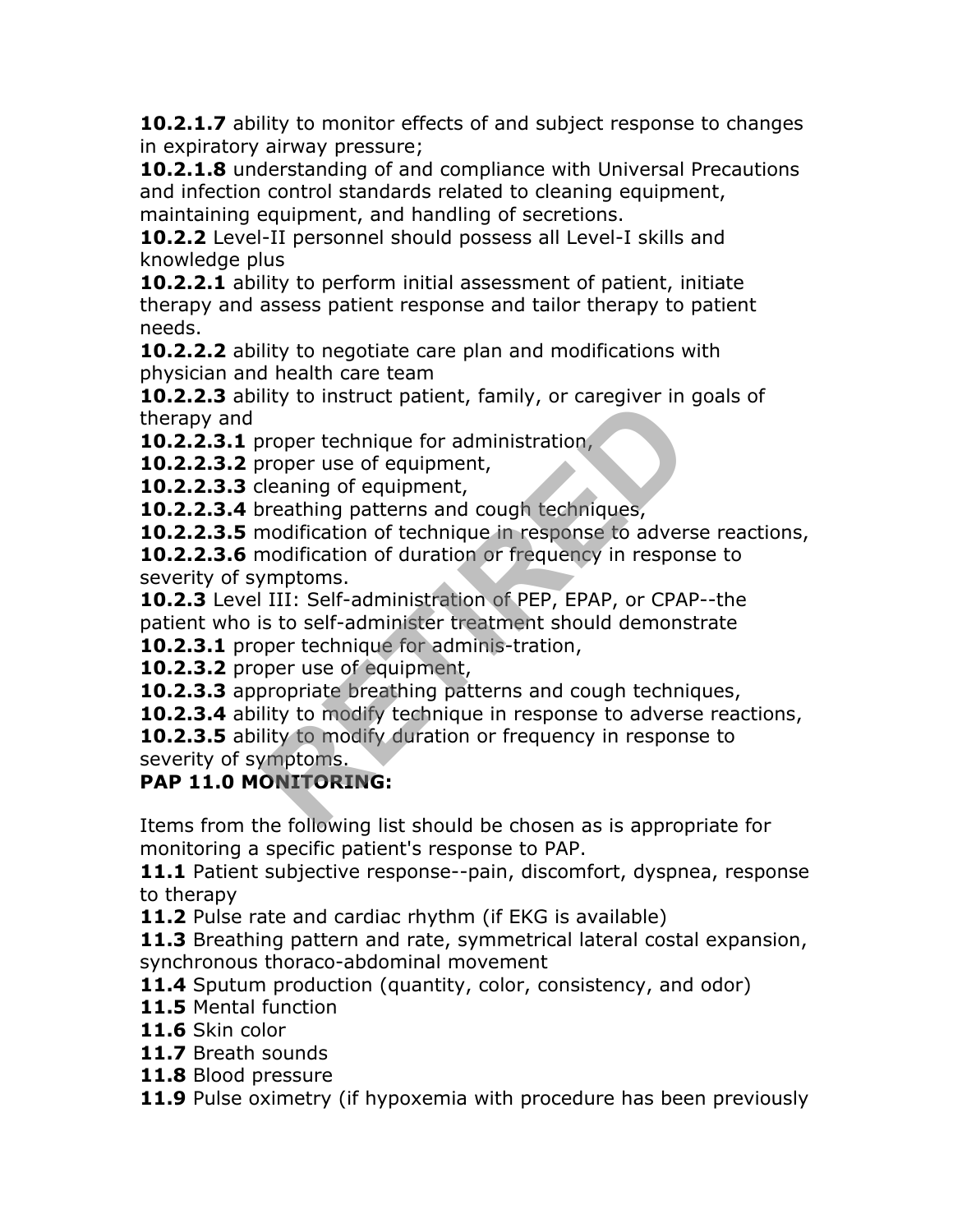**10.2.1.7** ability to monitor effects of and subject response to changes in expiratory airway pressure;

**10.2.1.8** understanding of and compliance with Universal Precautions and infection control standards related to cleaning equipment, maintaining equipment, and handling of secretions.

**10.2.2** Level-II personnel should possess all Level-I skills and knowledge plus

**10.2.2.1** ability to perform initial assessment of patient, initiate therapy and assess patient response and tailor therapy to patient needs.

**10.2.2.2** ability to negotiate care plan and modifications with physician and health care team

**10.2.2.3** ability to instruct patient, family, or caregiver in goals of therapy and

**10.2.2.3.1** proper technique for administration,

**10.2.2.3.2** proper use of equipment,

**10.2.2.3.3** cleaning of equipment,

**10.2.2.3.4** breathing patterns and cough techniques,

**10.2.2.3.5** modification of technique in response to adverse reactions,

**10.2.2.3.6** modification of duration or frequency in response to severity of symptoms.

**10.2.3** Level III: Self-administration of PEP, EPAP, or CPAP--the patient who is to self-administer treatment should demonstrate

**10.2.3.1** proper technique for adminis-tration,

**10.2.3.2** proper use of equipment,

**10.2.3.3** appropriate breathing patterns and cough techniques,

**10.2.3.4** ability to modify technique in response to adverse reactions,

**10.2.3.5** ability to modify duration or frequency in response to severity of symptoms.

**PAP 11.0 MONITORING:**

Items from the following list should be chosen as is appropriate for monitoring a specific patient's response to PAP.

**11.1** Patient subjective response--pain, discomfort, dyspnea, response to therapy

**11.2** Pulse rate and cardiac rhythm (if EKG is available)

**11.3** Breathing pattern and rate, symmetrical lateral costal expansion, synchronous thoraco-abdominal movement

**11.4** Sputum production (quantity, color, consistency, and odor)

**11.5** Mental function

**11.6** Skin color

**11.7** Breath sounds

**11.8** Blood pressure

**11.9** Pulse oximetry (if hypoxemia with procedure has been previously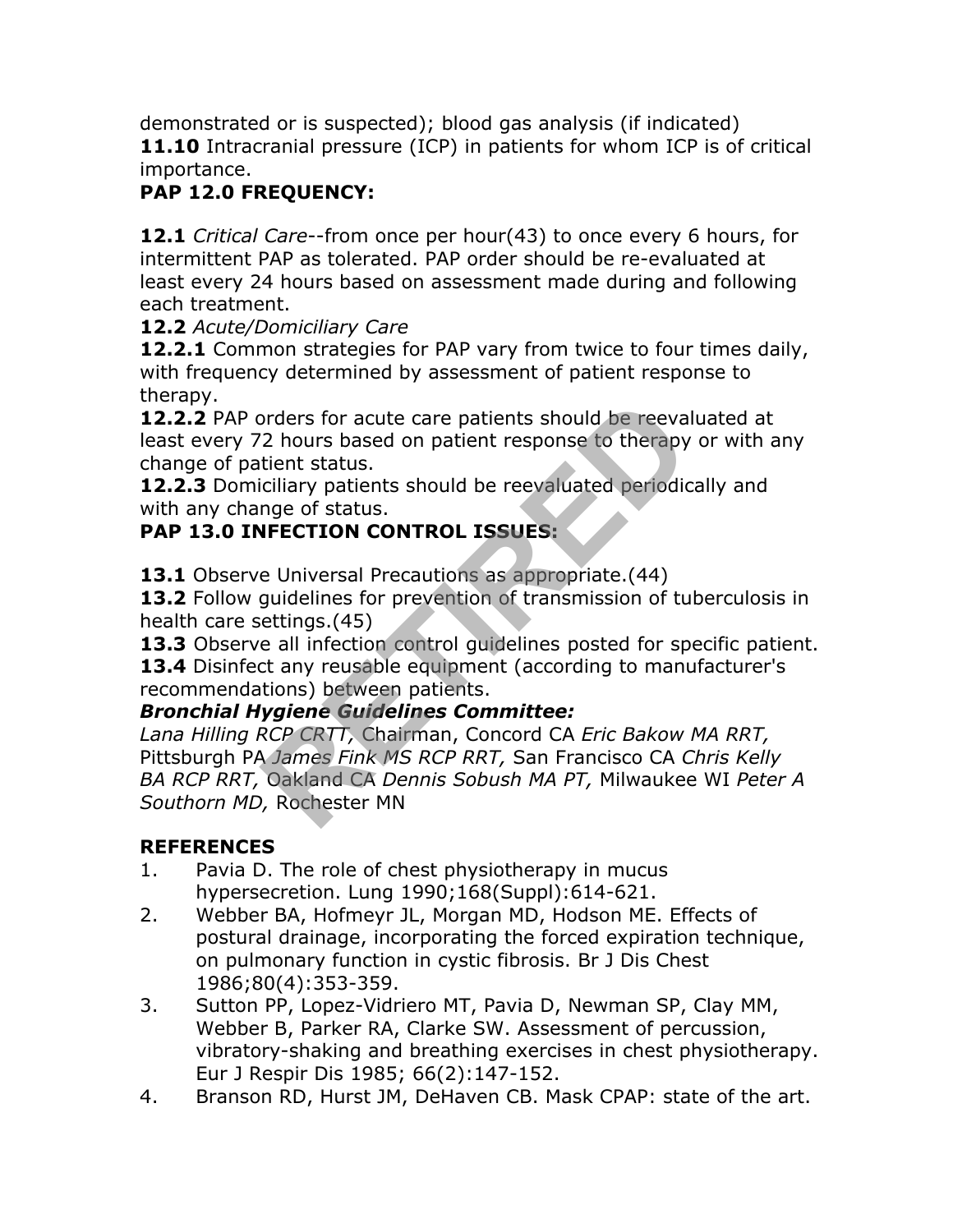demonstrated or is suspected); blood gas analysis (if indicated)
**11.10** Intracranial pressure (ICP) in patients for whom ICP is of critical importance.

**PAP 12.0 FREQUENCY:**

**12.1** *Critical Care*--from once per hour(43) to once every 6 hours, for intermittent PAP as tolerated. PAP order should be re-evaluated at least every 24 hours based on assessment made during and following each treatment.
**12.2** *Acute/Domiciliary Care*
**12.2.1** Common strategies for PAP vary from twice to four times daily, with frequency determined by assessment of patient response to therapy.
**12.2.2** PAP orders for acute care patients should be reevaluated at least every 72 hours based on patient response to therapy or with any change of patient status.
**12.2.3** Domiciliary patients should be reevaluated periodically and with any change of status.

**PAP 13.0 INFECTION CONTROL ISSUES:**

**13.1** Observe Universal Precautions as appropriate.(44)
**13.2** Follow guidelines for prevention of transmission of tuberculosis in health care settings.(45)
**13.3** Observe all infection control guidelines posted for specific patient.
**13.4** Disinfect any reusable equipment (according to manufacturer's recommendations) between patients.

***Bronchial Hygiene Guidelines Committee:***
*Lana Hilling RCP CRTT,* Chairman, Concord CA *Eric Bakow MA RRT,* Pittsburgh PA *James Fink MS RCP RRT,* San Francisco CA *Chris Kelly BA RCP RRT,* Oakland CA *Dennis Sobush MA PT,* Milwaukee WI *Peter A Southorn MD,* Rochester MN

**REFERENCES**

1. Pavia D. The role of chest physiotherapy in mucus hypersecretion. Lung 1990;168(Suppl):614-621.
2. Webber BA, Hofmeyr JL, Morgan MD, Hodson ME. Effects of postural drainage, incorporating the forced expiration technique, on pulmonary function in cystic fibrosis. Br J Dis Chest 1986;80(4):353-359.
3. Sutton PP, Lopez-Vidriero MT, Pavia D, Newman SP, Clay MM, Webber B, Parker RA, Clarke SW. Assessment of percussion, vibratory-shaking and breathing exercises in chest physiotherapy. Eur J Respir Dis 1985; 66(2):147-152.
4. Branson RD, Hurst JM, DeHaven CB. Mask CPAP: state of the art.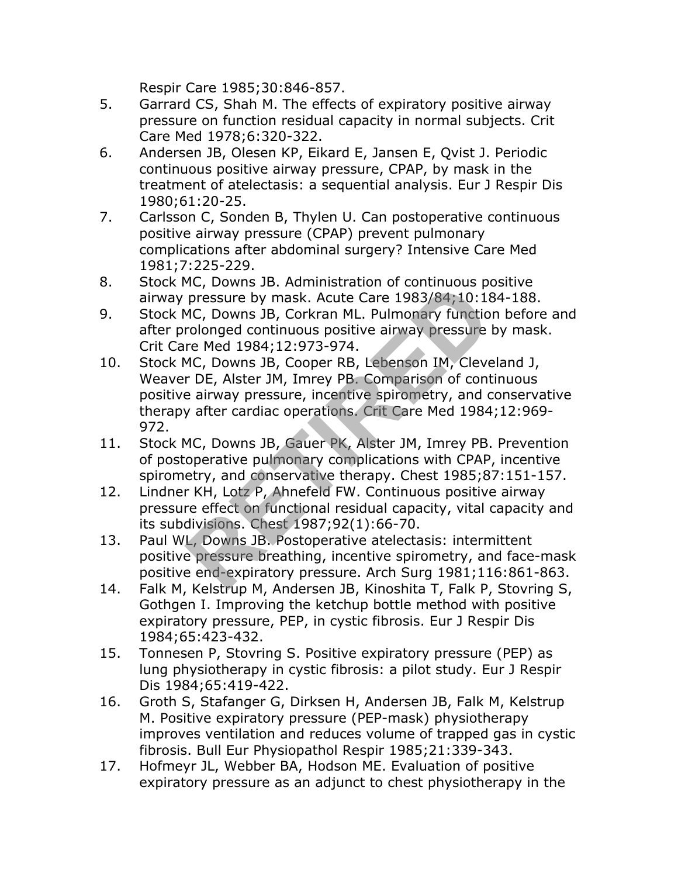Respir Care 1985;30:846-857.

5. Garrard CS, Shah M. The effects of expiratory positive airway pressure on function residual capacity in normal subjects. Crit Care Med 1978;6:320-322.
6. Andersen JB, Olesen KP, Eikard E, Jansen E, Qvist J. Periodic continuous positive airway pressure, CPAP, by mask in the treatment of atelectasis: a sequential analysis. Eur J Respir Dis 1980;61:20-25.
7. Carlsson C, Sonden B, Thylen U. Can postoperative continuous positive airway pressure (CPAP) prevent pulmonary complications after abdominal surgery? Intensive Care Med 1981;7:225-229.
8. Stock MC, Downs JB. Administration of continuous positive airway pressure by mask. Acute Care 1983/84;10:184-188.
9. Stock MC, Downs JB, Corkran ML. Pulmonary function before and after prolonged continuous positive airway pressure by mask. Crit Care Med 1984;12:973-974.
10. Stock MC, Downs JB, Cooper RB, Lebenson IM, Cleveland J, Weaver DE, Alster JM, Imrey PB. Comparison of continuous positive airway pressure, incentive spirometry, and conservative therapy after cardiac operations. Crit Care Med 1984;12:969-972.
11. Stock MC, Downs JB, Gauer PK, Alster JM, Imrey PB. Prevention of postoperative pulmonary complications with CPAP, incentive spirometry, and conservative therapy. Chest 1985;87:151-157.
12. Lindner KH, Lotz P, Ahnefeld FW. Continuous positive airway pressure effect on functional residual capacity, vital capacity and its subdivisions. Chest 1987;92(1):66-70.
13. Paul WL, Downs JB. Postoperative atelectasis: intermittent positive pressure breathing, incentive spirometry, and face-mask positive end-expiratory pressure. Arch Surg 1981;116:861-863.
14. Falk M, Kelstrup M, Andersen JB, Kinoshita T, Falk P, Stovring S, Gothgen I. Improving the ketchup bottle method with positive expiratory pressure, PEP, in cystic fibrosis. Eur J Respir Dis 1984;65:423-432.
15. Tonnesen P, Stovring S. Positive expiratory pressure (PEP) as lung physiotherapy in cystic fibrosis: a pilot study. Eur J Respir Dis 1984;65:419-422.
16. Groth S, Stafanger G, Dirksen H, Andersen JB, Falk M, Kelstrup M. Positive expiratory pressure (PEP-mask) physiotherapy improves ventilation and reduces volume of trapped gas in cystic fibrosis. Bull Eur Physiopathol Respir 1985;21:339-343.
17. Hofmeyr JL, Webber BA, Hodson ME. Evaluation of positive expiratory pressure as an adjunct to chest physiotherapy in the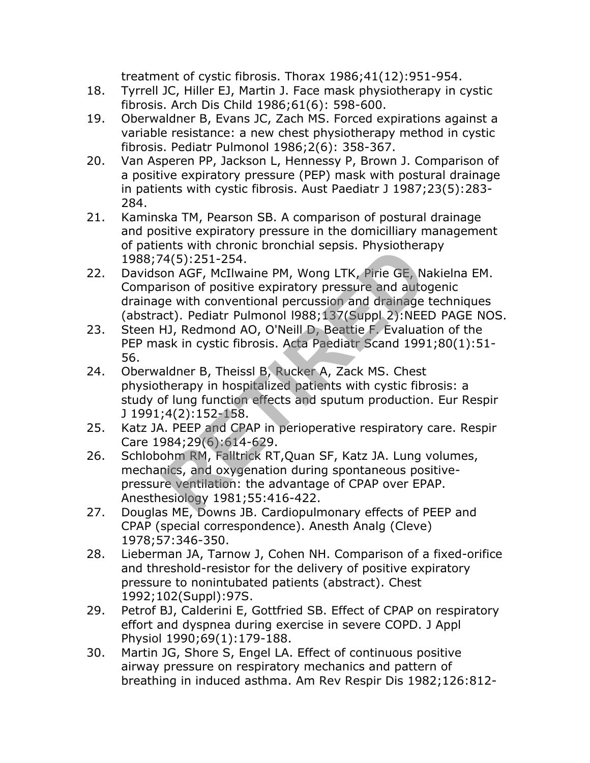treatment of cystic fibrosis. Thorax 1986;41(12):951-954.

18. Tyrrell JC, Hiller EJ, Martin J. Face mask physiotherapy in cystic fibrosis. Arch Dis Child 1986;61(6): 598-600.
19. Oberwaldner B, Evans JC, Zach MS. Forced expirations against a variable resistance: a new chest physiotherapy method in cystic fibrosis. Pediatr Pulmonol 1986;2(6): 358-367.
20. Van Asperen PP, Jackson L, Hennessy P, Brown J. Comparison of a positive expiratory pressure (PEP) mask with postural drainage in patients with cystic fibrosis. Aust Paediatr J 1987;23(5):283-284.
21. Kaminska TM, Pearson SB. A comparison of postural drainage and positive expiratory pressure in the domicilliary management of patients with chronic bronchial sepsis. Physiotherapy 1988;74(5):251-254.
22. Davidson AGF, McIlwaine PM, Wong LTK, Pirie GE, Nakielna EM. Comparison of positive expiratory pressure and autogenic drainage with conventional percussion and drainage techniques (abstract). Pediatr Pulmonol l988;137(Suppl 2):NEED PAGE NOS.
23. Steen HJ, Redmond AO, O'Neill D, Beattie F. Evaluation of the PEP mask in cystic fibrosis. Acta Paediatr Scand 1991;80(1):51-56.
24. Oberwaldner B, Theissl B, Rucker A, Zack MS. Chest physiotherapy in hospitalized patients with cystic fibrosis: a study of lung function effects and sputum production. Eur Respir J 1991;4(2):152-158.
25. Katz JA. PEEP and CPAP in perioperative respiratory care. Respir Care 1984;29(6):614-629.
26. Schlobohm RM, Falltrick RT,Quan SF, Katz JA. Lung volumes, mechanics, and oxygenation during spontaneous positive-pressure ventilation: the advantage of CPAP over EPAP. Anesthesiology 1981;55:416-422.
27. Douglas ME, Downs JB. Cardiopulmonary effects of PEEP and CPAP (special correspondence). Anesth Analg (Cleve) 1978;57:346-350.
28. Lieberman JA, Tarnow J, Cohen NH. Comparison of a fixed-orifice and threshold-resistor for the delivery of positive expiratory pressure to nonintubated patients (abstract). Chest 1992;102(Suppl):97S.
29. Petrof BJ, Calderini E, Gottfried SB. Effect of CPAP on respiratory effort and dyspnea during exercise in severe COPD. J Appl Physiol 1990;69(1):179-188.
30. Martin JG, Shore S, Engel LA. Effect of continuous positive airway pressure on respiratory mechanics and pattern of breathing in induced asthma. Am Rev Respir Dis 1982;126:812-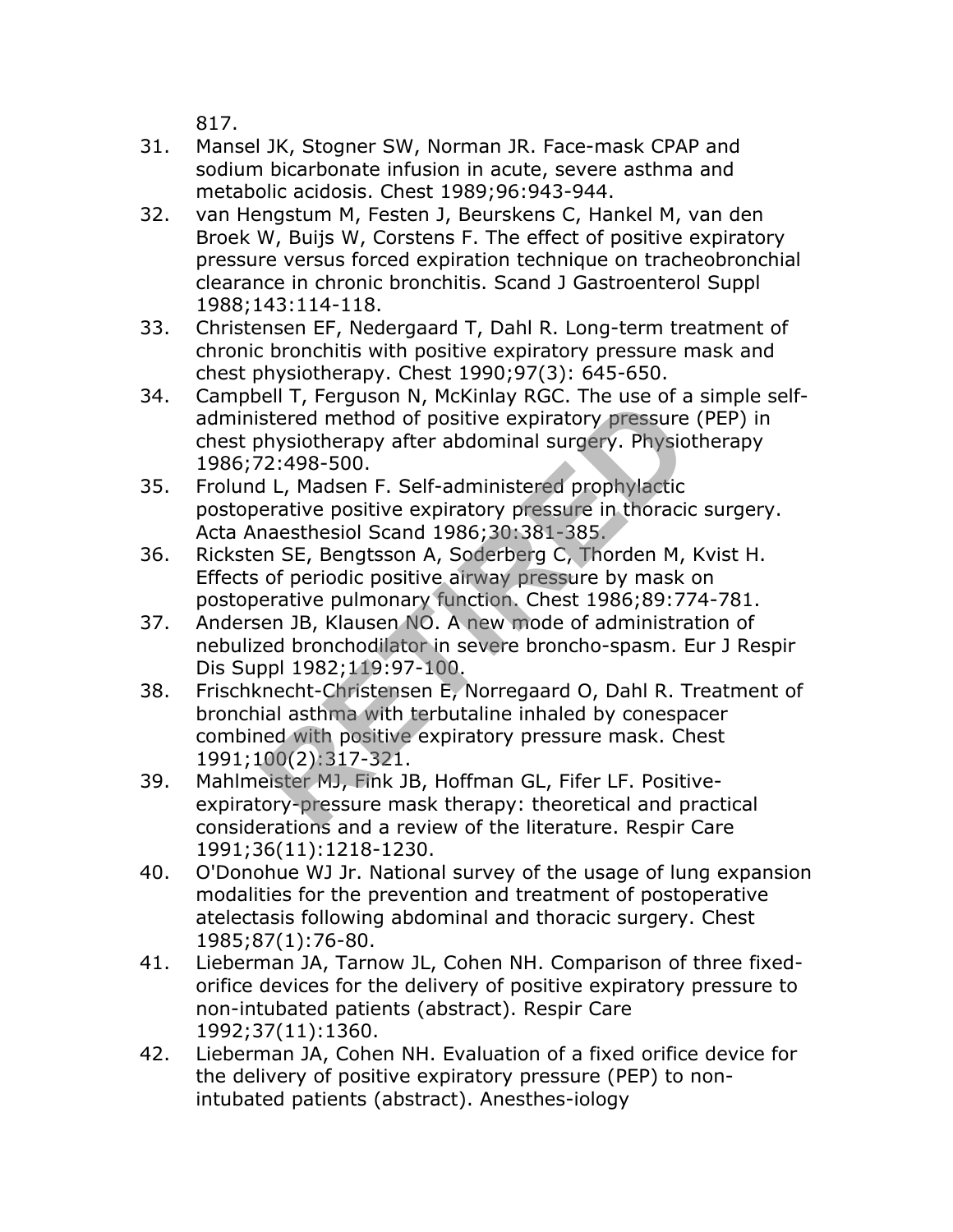817.

31. Mansel JK, Stogner SW, Norman JR. Face-mask CPAP and sodium bicarbonate infusion in acute, severe asthma and metabolic acidosis. Chest 1989;96:943-944.
32. van Hengstum M, Festen J, Beurskens C, Hankel M, van den Broek W, Buijs W, Corstens F. The effect of positive expiratory pressure versus forced expiration technique on tracheobronchial clearance in chronic bronchitis. Scand J Gastroenterol Suppl 1988;143:114-118.
33. Christensen EF, Nedergaard T, Dahl R. Long-term treatment of chronic bronchitis with positive expiratory pressure mask and chest physiotherapy. Chest 1990;97(3): 645-650.
34. Campbell T, Ferguson N, McKinlay RGC. The use of a simple self-administered method of positive expiratory pressure (PEP) in chest physiotherapy after abdominal surgery. Physiotherapy 1986;72:498-500.
35. Frolund L, Madsen F. Self-administered prophylactic postoperative positive expiratory pressure in thoracic surgery. Acta Anaesthesiol Scand 1986;30:381-385.
36. Ricksten SE, Bengtsson A, Soderberg C, Thorden M, Kvist H. Effects of periodic positive airway pressure by mask on postoperative pulmonary function. Chest 1986;89:774-781.
37. Andersen JB, Klausen NO. A new mode of administration of nebulized bronchodilator in severe broncho-spasm. Eur J Respir Dis Suppl 1982;119:97-100.
38. Frischknecht-Christensen E, Norregaard O, Dahl R. Treatment of bronchial asthma with terbutaline inhaled by conespacer combined with positive expiratory pressure mask. Chest 1991;100(2):317-321.
39. Mahlmeister MJ, Fink JB, Hoffman GL, Fifer LF. Positive-expiratory-pressure mask therapy: theoretical and practical considerations and a review of the literature. Respir Care 1991;36(11):1218-1230.
40. O'Donohue WJ Jr. National survey of the usage of lung expansion modalities for the prevention and treatment of postoperative atelectasis following abdominal and thoracic surgery. Chest 1985;87(1):76-80.
41. Lieberman JA, Tarnow JL, Cohen NH. Comparison of three fixed-orifice devices for the delivery of positive expiratory pressure to non-intubated patients (abstract). Respir Care 1992;37(11):1360.
42. Lieberman JA, Cohen NH. Evaluation of a fixed orifice device for the delivery of positive expiratory pressure (PEP) to non-intubated patients (abstract). Anesthes-iology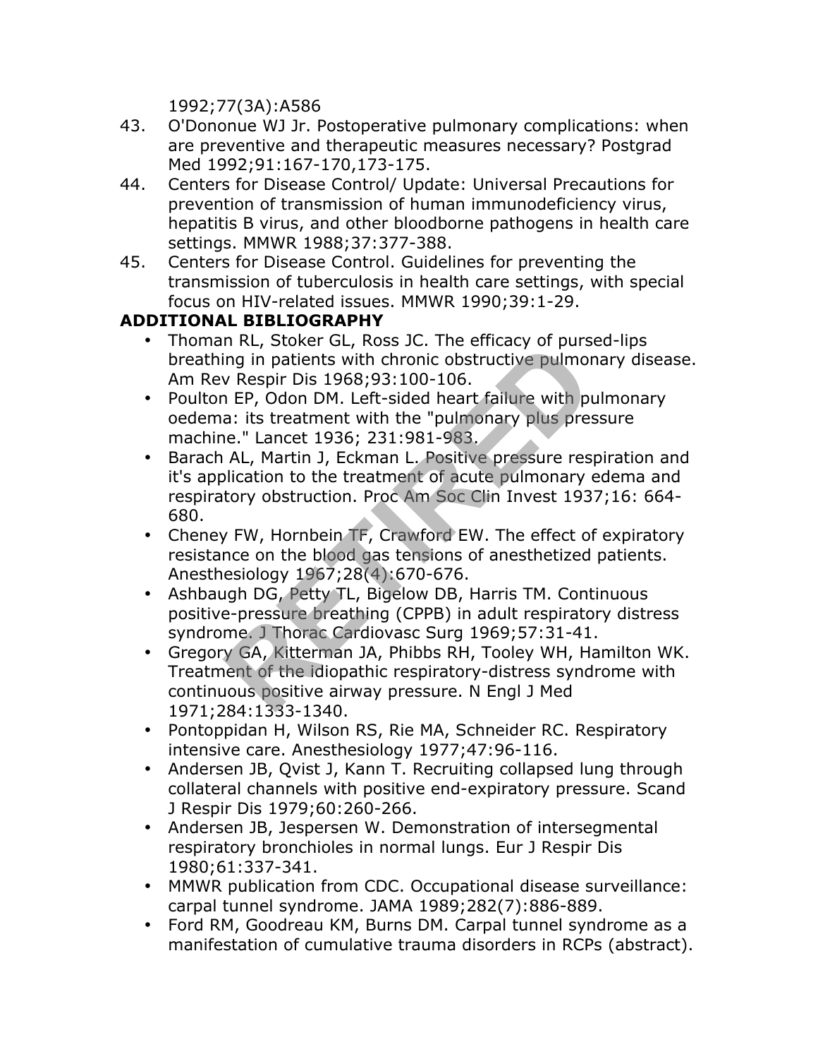1992;77(3A):A586

43. O'Dononue WJ Jr. Postoperative pulmonary complications: when are preventive and therapeutic measures necessary? Postgrad Med 1992;91:167-170,173-175.
44. Centers for Disease Control/ Update: Universal Precautions for prevention of transmission of human immunodeficiency virus, hepatitis B virus, and other bloodborne pathogens in health care settings. MMWR 1988;37:377-388.
45. Centers for Disease Control. Guidelines for preventing the transmission of tuberculosis in health care settings, with special focus on HIV-related issues. MMWR 1990;39:1-29.

**ADDITIONAL BIBLIOGRAPHY**

- Thoman RL, Stoker GL, Ross JC. The efficacy of pursed-lips breathing in patients with chronic obstructive pulmonary disease. Am Rev Respir Dis 1968;93:100-106.
- Poulton EP, Odon DM. Left-sided heart failure with pulmonary oedema: its treatment with the "pulmonary plus pressure machine." Lancet 1936; 231:981-983.
- Barach AL, Martin J, Eckman L. Positive pressure respiration and it's application to the treatment of acute pulmonary edema and respiratory obstruction. Proc Am Soc Clin Invest 1937;16: 664-680.
- Cheney FW, Hornbein TF, Crawford EW. The effect of expiratory resistance on the blood gas tensions of anesthetized patients. Anesthesiology 1967;28(4):670-676.
- Ashbaugh DG, Petty TL, Bigelow DB, Harris TM. Continuous positive-pressure breathing (CPPB) in adult respiratory distress syndrome. J Thorac Cardiovasc Surg 1969;57:31-41.
- Gregory GA, Kitterman JA, Phibbs RH, Tooley WH, Hamilton WK. Treatment of the idiopathic respiratory-distress syndrome with continuous positive airway pressure. N Engl J Med 1971;284:1333-1340.
- Pontoppidan H, Wilson RS, Rie MA, Schneider RC. Respiratory intensive care. Anesthesiology 1977;47:96-116.
- Andersen JB, Qvist J, Kann T. Recruiting collapsed lung through collateral channels with positive end-expiratory pressure. Scand J Respir Dis 1979;60:260-266.
- Andersen JB, Jespersen W. Demonstration of intersegmental respiratory bronchioles in normal lungs. Eur J Respir Dis 1980;61:337-341.
- MMWR publication from CDC. Occupational disease surveillance: carpal tunnel syndrome. JAMA 1989;282(7):886-889.
- Ford RM, Goodreau KM, Burns DM. Carpal tunnel syndrome as a manifestation of cumulative trauma disorders in RCPs (abstract).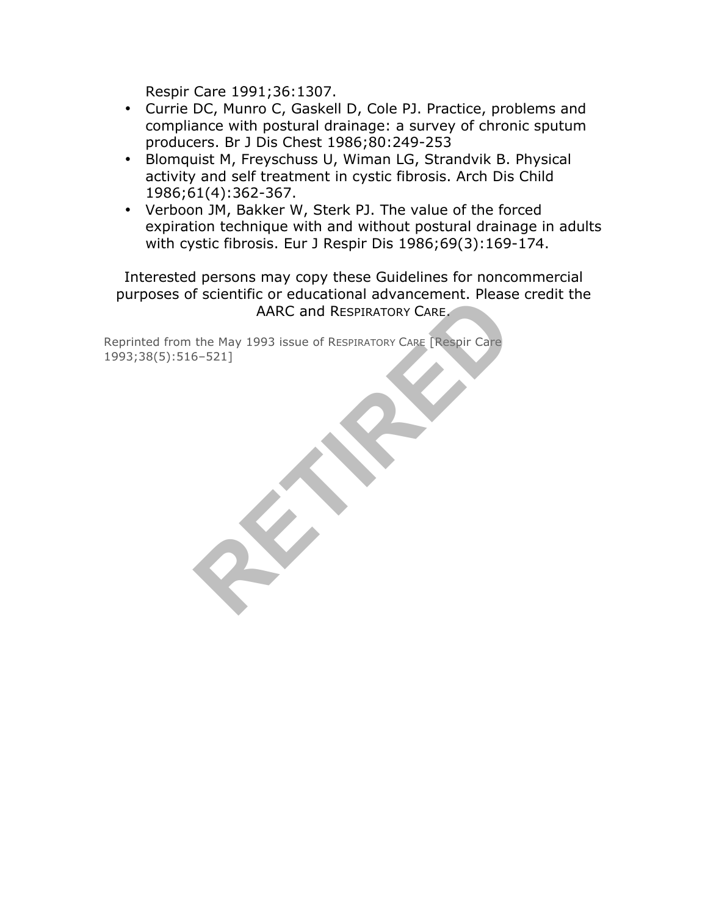Respir Care 1991;36:1307.

- Currie DC, Munro C, Gaskell D, Cole PJ. Practice, problems and compliance with postural drainage: a survey of chronic sputum producers. Br J Dis Chest 1986;80:249-253
- Blomquist M, Freyschuss U, Wiman LG, Strandvik B. Physical activity and self treatment in cystic fibrosis. Arch Dis Child 1986;61(4):362-367.
- Verboon JM, Bakker W, Sterk PJ. The value of the forced expiration technique with and without postural drainage in adults with cystic fibrosis. Eur J Respir Dis 1986;69(3):169-174.

Interested persons may copy these Guidelines for noncommercial purposes of scientific or educational advancement. Please credit the AARC and RESPIRATORY CARE.

Reprinted from the May 1993 issue of RESPIRATORY CARE [Respir Care 1993;38(5):516–521]

RETIRED